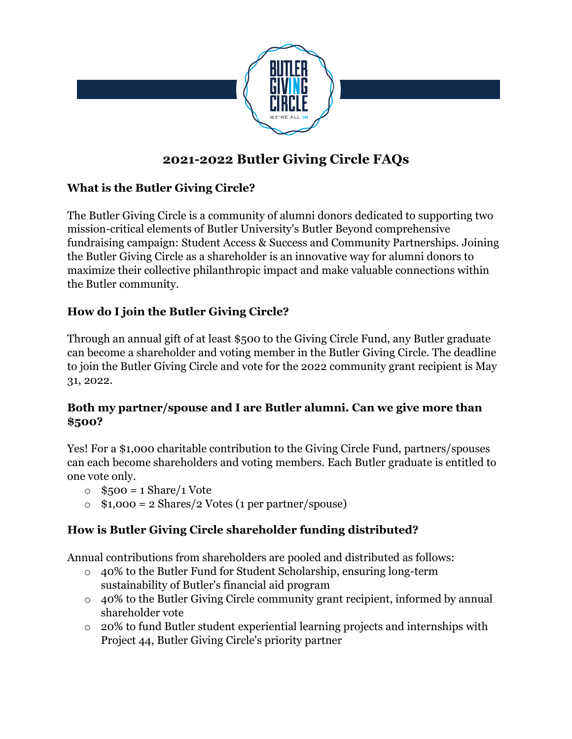# 2021-2022 Butler Giving Circle FAQs

### What is the Butler Giving Circle?

The Butler Giving Circle is a community of alumni donors dedicated to supporting two mission-critical elements of Butler University's Butler Beyond comprehensive fundraising campaign: Student Access & Success and Community Partnerships. Joining the Butler Giving Circle as a shareholder is an innovative way for alumni donors to maximize their collective philanthropic impact and make valuable connections within the Butler community.

### How do I join the Butler Giving Circle?

Through an annual gift of at least $500 to the Giving Circle Fund, any Butler graduate can become a shareholder and voting member in the Butler Giving Circle. The deadline to join the Butler Giving Circle and vote for the 2022 community grant recipient is May 31, 2022.

### Both my partner/spouse and I are Butler alumni. Can we give more than $500?

Yes! For a $1,000 charitable contribution to the Giving Circle Fund, partners/spouses can each become shareholders and voting members. Each Butler graduate is entitled to one vote only.

- $500 = 1 Share/1 Vote
- $1,000 = 2 Shares/2 Votes (1 per partner/spouse)

### How is Butler Giving Circle shareholder funding distributed?

Annual contributions from shareholders are pooled and distributed as follows:

- 40% to the Butler Fund for Student Scholarship, ensuring long-term sustainability of Butler's financial aid program
- 40% to the Butler Giving Circle community grant recipient, informed by annual shareholder vote
- 20% to fund Butler student experiential learning projects and internships with Project 44, Butler Giving Circle's priority partner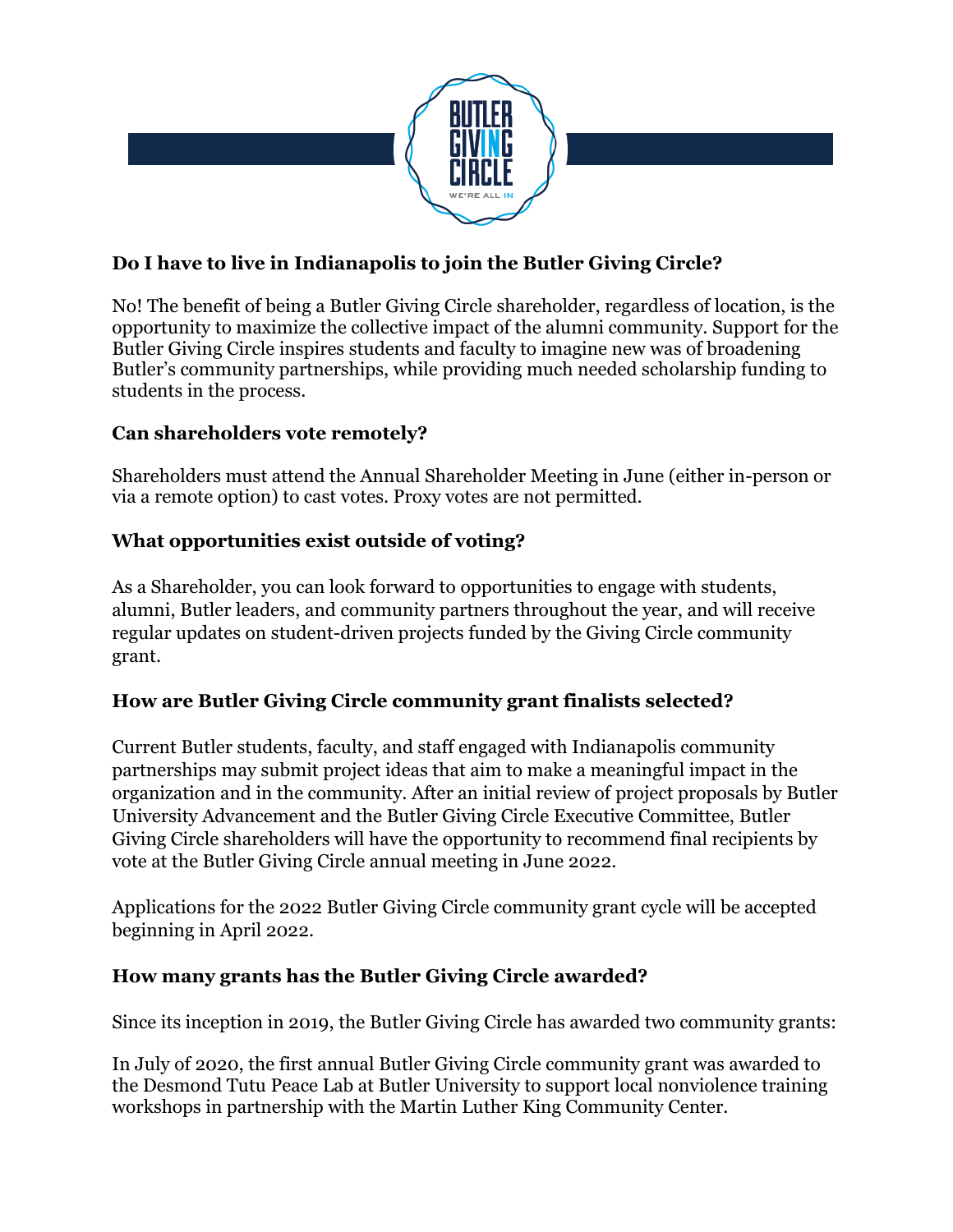### Do I have to live in Indianapolis to join the Butler Giving Circle?

No! The benefit of being a Butler Giving Circle shareholder, regardless of location, is the opportunity to maximize the collective impact of the alumni community. Support for the Butler Giving Circle inspires students and faculty to imagine new was of broadening Butler's community partnerships, while providing much needed scholarship funding to students in the process.

### Can shareholders vote remotely?

Shareholders must attend the Annual Shareholder Meeting in June (either in-person or via a remote option) to cast votes. Proxy votes are not permitted.

### What opportunities exist outside of voting?

As a Shareholder, you can look forward to opportunities to engage with students, alumni, Butler leaders, and community partners throughout the year, and will receive regular updates on student-driven projects funded by the Giving Circle community grant.

### How are Butler Giving Circle community grant finalists selected?

Current Butler students, faculty, and staff engaged with Indianapolis community partnerships may submit project ideas that aim to make a meaningful impact in the organization and in the community. After an initial review of project proposals by Butler University Advancement and the Butler Giving Circle Executive Committee, Butler Giving Circle shareholders will have the opportunity to recommend final recipients by vote at the Butler Giving Circle annual meeting in June 2022.

Applications for the 2022 Butler Giving Circle community grant cycle will be accepted beginning in April 2022.

### How many grants has the Butler Giving Circle awarded?

Since its inception in 2019, the Butler Giving Circle has awarded two community grants:

In July of 2020, the first annual Butler Giving Circle community grant was awarded to the Desmond Tutu Peace Lab at Butler University to support local nonviolence training workshops in partnership with the Martin Luther King Community Center.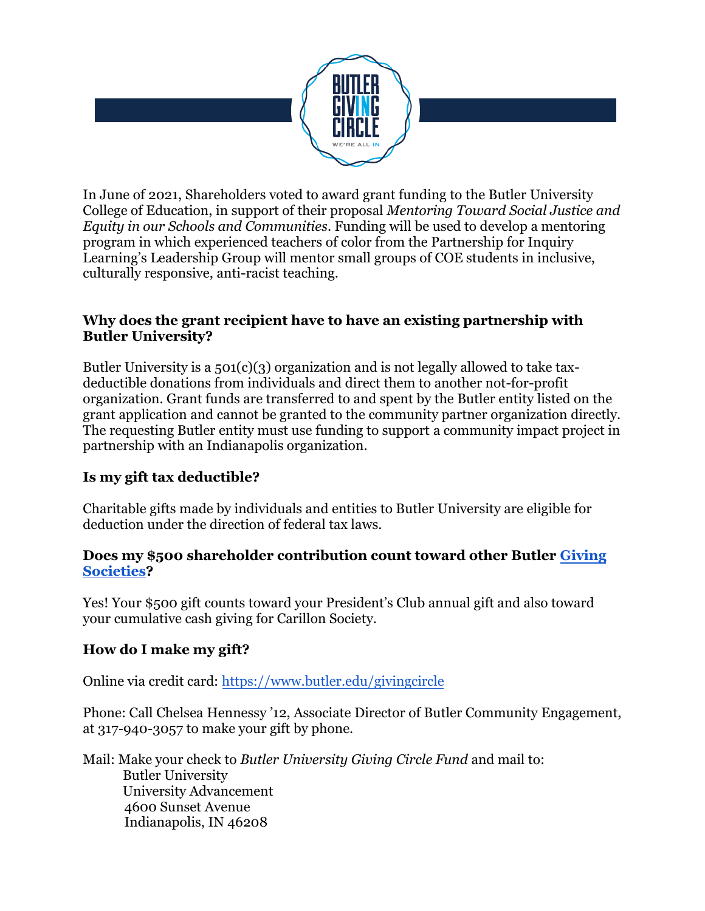In June of 2021, Shareholders voted to award grant funding to the Butler University College of Education, in support of their proposal *Mentoring Toward Social Justice and Equity in our Schools and Communities*. Funding will be used to develop a mentoring program in which experienced teachers of color from the Partnership for Inquiry Learning's Leadership Group will mentor small groups of COE students in inclusive, culturally responsive, anti-racist teaching.

### Why does the grant recipient have to have an existing partnership with Butler University?

Butler University is a 501(c)(3) organization and is not legally allowed to take tax-deductible donations from individuals and direct them to another not-for-profit organization. Grant funds are transferred to and spent by the Butler entity listed on the grant application and cannot be granted to the community partner organization directly. The requesting Butler entity must use funding to support a community impact project in partnership with an Indianapolis organization.

### Is my gift tax deductible?

Charitable gifts made by individuals and entities to Butler University are eligible for deduction under the direction of federal tax laws.

### Does my $500 shareholder contribution count toward other Butler [Giving Societies]?

Yes! Your $500 gift counts toward your President's Club annual gift and also toward your cumulative cash giving for Carillon Society.

### How do I make my gift?

Online via credit card: https://www.butler.edu/givingcircle

Phone: Call Chelsea Hennessy '12, Associate Director of Butler Community Engagement, at 317-940-3057 to make your gift by phone.

Mail: Make your check to *Butler University Giving Circle Fund* and mail to:
Butler University
University Advancement
4600 Sunset Avenue
Indianapolis, IN 46208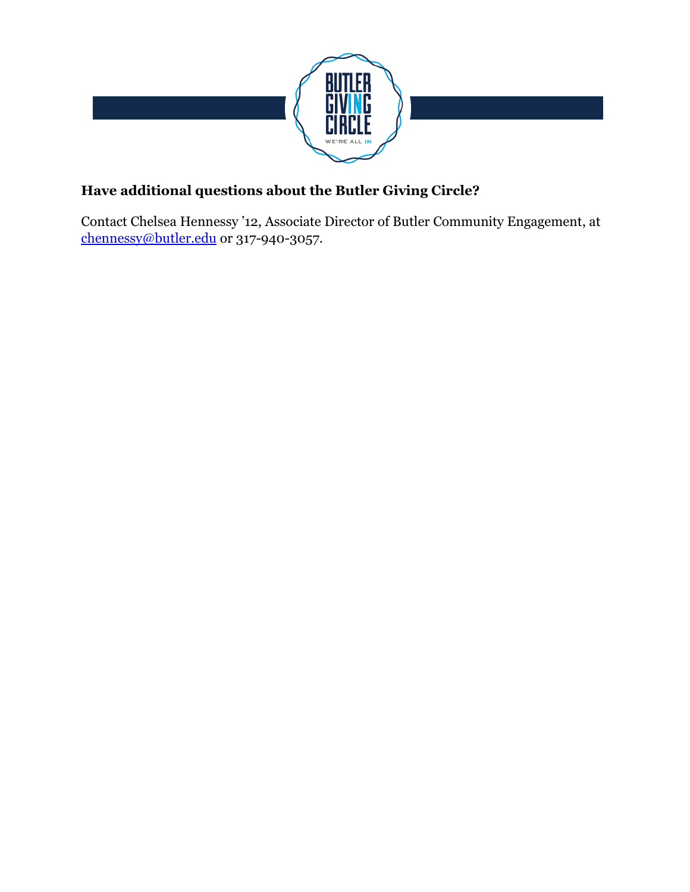**Have additional questions about the Butler Giving Circle?**

Contact Chelsea Hennessy ’12, Associate Director of Butler Community Engagement, at chennessy@butler.edu or 317-940-3057.